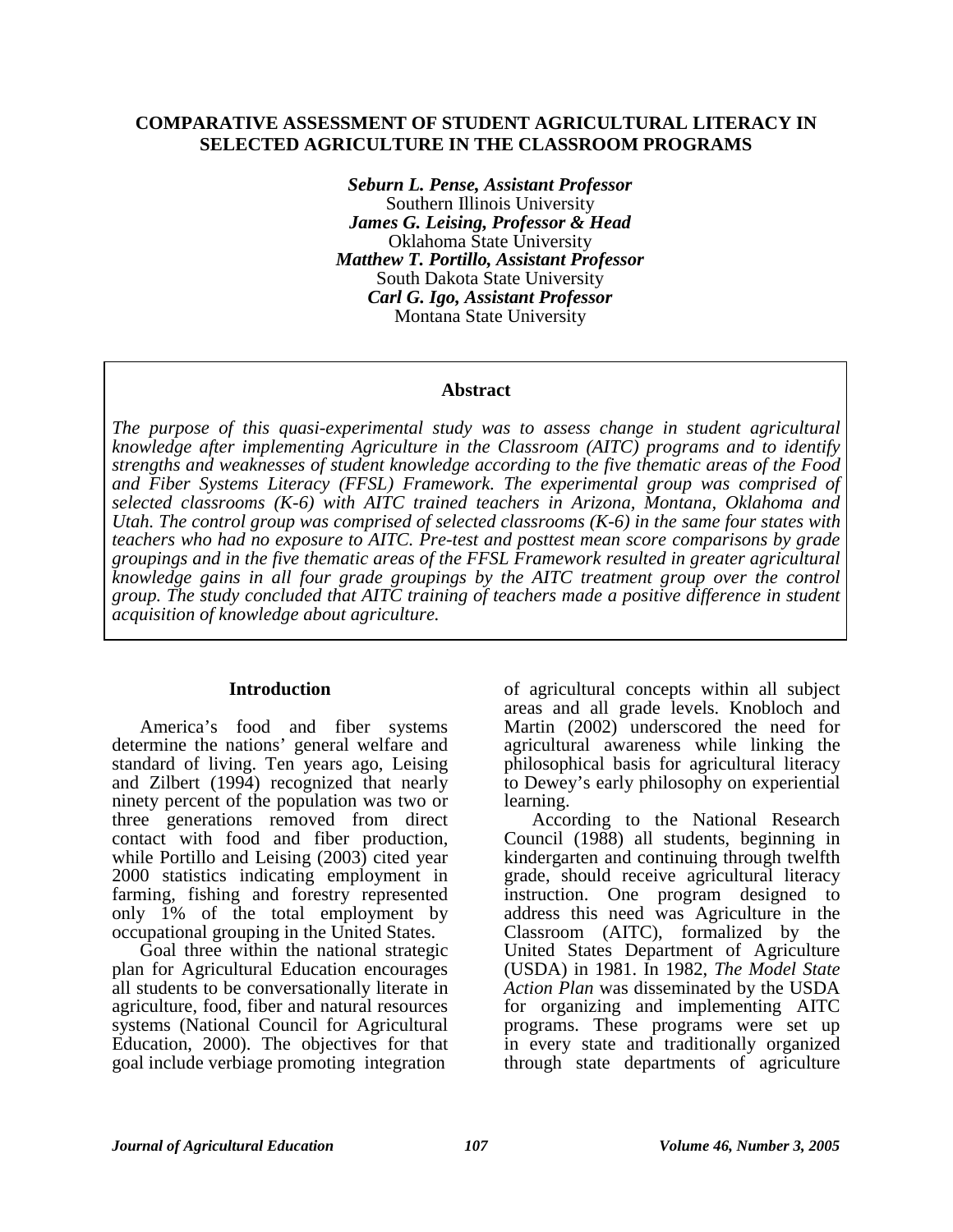# COMPARATIVE ASSESSMENT OF STUDENT AGRICULTURAL LITERACY IN SELECTED AGRICULTURE IN THE CLASSROOM PROGRAMS

***Seburn L. Pense, Assistant Professor***
Southern Illinois University
***James G. Leising, Professor & Head***
Oklahoma State University
***Matthew T. Portillo, Assistant Professor***
South Dakota State University
***Carl G. Igo, Assistant Professor***
Montana State University

## Abstract

*The purpose of this quasi-experimental study was to assess change in student agricultural knowledge after implementing Agriculture in the Classroom (AITC) programs and to identify strengths and weaknesses of student knowledge according to the five thematic areas of the Food and Fiber Systems Literacy (FFSL) Framework. The experimental group was comprised of selected classrooms (K-6) with AITC trained teachers in Arizona, Montana, Oklahoma and Utah. The control group was comprised of selected classrooms (K-6) in the same four states with teachers who had no exposure to AITC. Pre-test and posttest mean score comparisons by grade groupings and in the five thematic areas of the FFSL Framework resulted in greater agricultural knowledge gains in all four grade groupings by the AITC treatment group over the control group. The study concluded that AITC training of teachers made a positive difference in student acquisition of knowledge about agriculture.*

## Introduction

America's food and fiber systems determine the nations' general welfare and standard of living. Ten years ago, Leising and Zilbert (1994) recognized that nearly ninety percent of the population was two or three generations removed from direct contact with food and fiber production, while Portillo and Leising (2003) cited year 2000 statistics indicating employment in farming, fishing and forestry represented only 1% of the total employment by occupational grouping in the United States.

Goal three within the national strategic plan for Agricultural Education encourages all students to be conversationally literate in agriculture, food, fiber and natural resources systems (National Council for Agricultural Education, 2000). The objectives for that goal include verbiage promoting integration of agricultural concepts within all subject areas and all grade levels. Knobloch and Martin (2002) underscored the need for agricultural awareness while linking the philosophical basis for agricultural literacy to Dewey's early philosophy on experiential learning.

According to the National Research Council (1988) all students, beginning in kindergarten and continuing through twelfth grade, should receive agricultural literacy instruction. One program designed to address this need was Agriculture in the Classroom (AITC), formalized by the United States Department of Agriculture (USDA) in 1981. In 1982, *The Model State Action Plan* was disseminated by the USDA for organizing and implementing AITC programs. These programs were set up in every state and traditionally organized through state departments of agriculture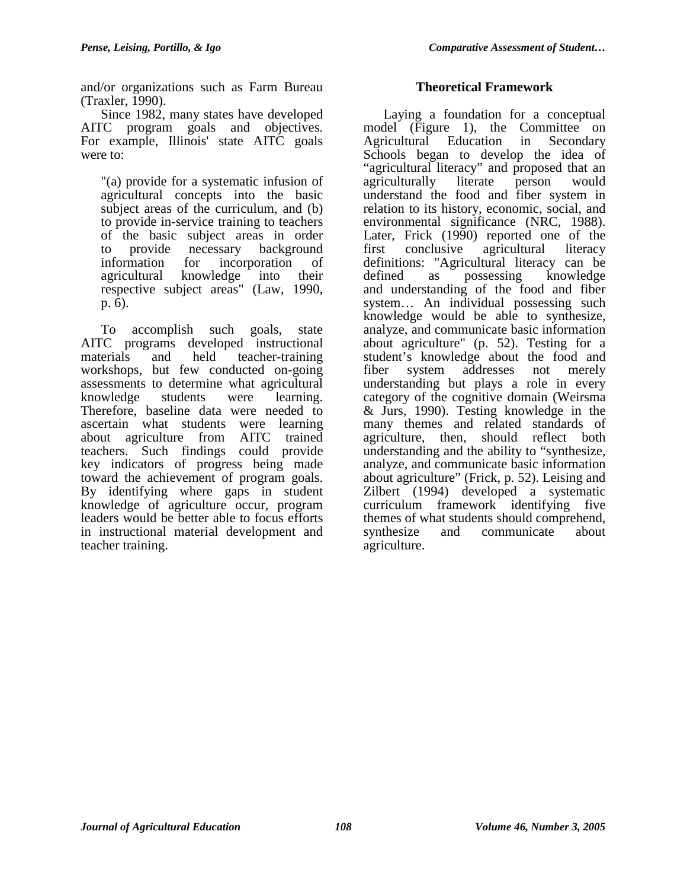and/or organizations such as Farm Bureau (Traxler, 1990).

Since 1982, many states have developed AITC program goals and objectives. For example, Illinois' state AITC goals were to:

> "(a) provide for a systematic infusion of agricultural concepts into the basic subject areas of the curriculum, and (b) to provide in-service training to teachers of the basic subject areas in order to provide necessary background information for incorporation of agricultural knowledge into their respective subject areas" (Law, 1990, p. 6).

To accomplish such goals, state AITC programs developed instructional materials and held teacher-training workshops, but few conducted on-going assessments to determine what agricultural knowledge students were learning. Therefore, baseline data were needed to ascertain what students were learning about agriculture from AITC trained teachers. Such findings could provide key indicators of progress being made toward the achievement of program goals. By identifying where gaps in student knowledge of agriculture occur, program leaders would be better able to focus efforts in instructional material development and teacher training.

## Theoretical Framework

Laying a foundation for a conceptual model (Figure 1), the Committee on Agricultural Education in Secondary Schools began to develop the idea of "agricultural literacy" and proposed that an agriculturally literate person would understand the food and fiber system in relation to its history, economic, social, and environmental significance (NRC, 1988). Later, Frick (1990) reported one of the first conclusive agricultural literacy definitions: "Agricultural literacy can be defined as possessing knowledge and understanding of the food and fiber system… An individual possessing such knowledge would be able to synthesize, analyze, and communicate basic information about agriculture" (p. 52). Testing for a student's knowledge about the food and fiber system addresses not merely understanding but plays a role in every category of the cognitive domain (Weirsma & Jurs, 1990). Testing knowledge in the many themes and related standards of agriculture, then, should reflect both understanding and the ability to "synthesize, analyze, and communicate basic information about agriculture" (Frick, p. 52). Leising and Zilbert (1994) developed a systematic curriculum framework identifying five themes of what students should comprehend, synthesize and communicate about agriculture.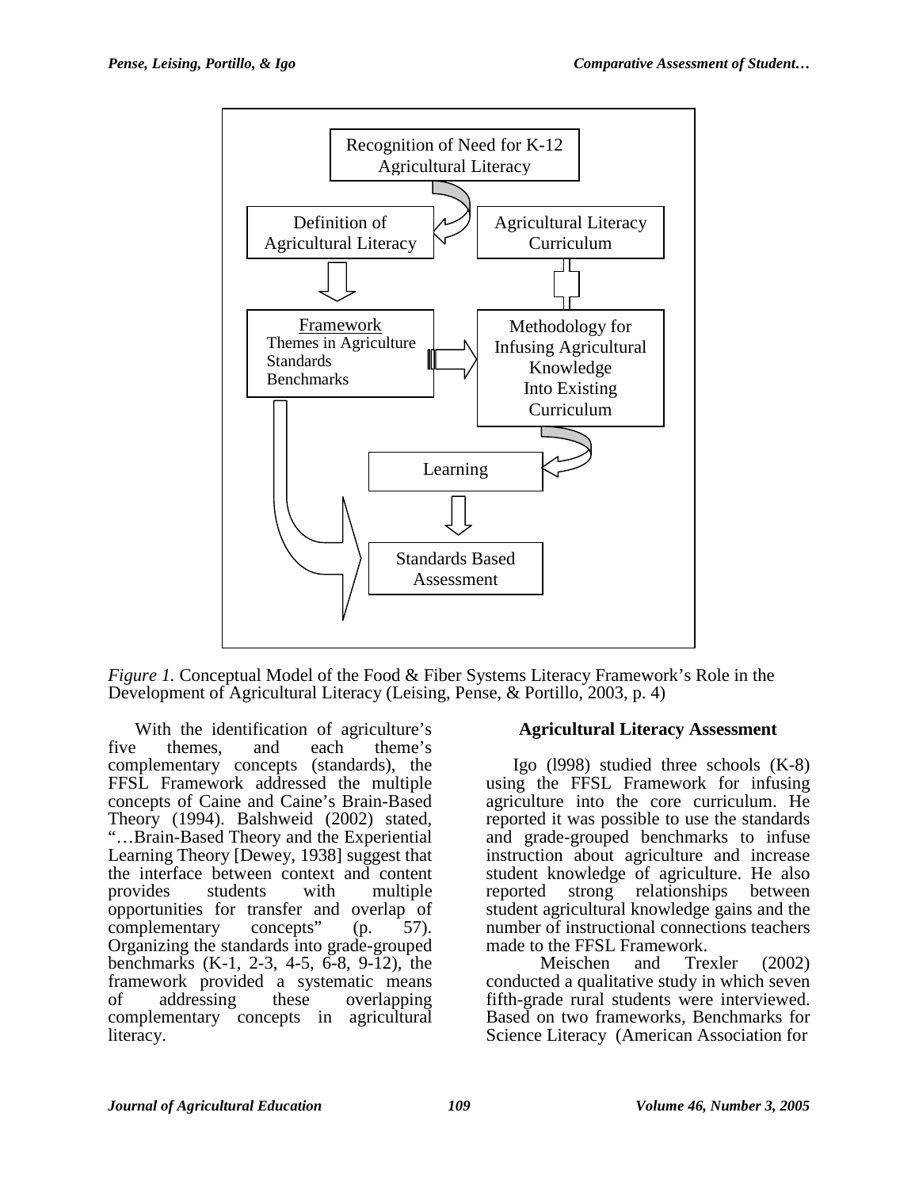Recognition of Need for K-12 Agricultural Literacy

Definition of Agricultural Literacy

Agricultural Literacy Curriculum

Framework
Themes in Agriculture
Standards
Benchmarks

Methodology for Infusing Agricultural Knowledge Into Existing Curriculum

Learning

Standards Based Assessment

*Figure 1.* Conceptual Model of the Food & Fiber Systems Literacy Framework's Role in the Development of Agricultural Literacy (Leising, Pense, & Portillo, 2003, p. 4)

With the identification of agriculture's five themes, and each theme's complementary concepts (standards), the FFSL Framework addressed the multiple concepts of Caine and Caine's Brain-Based Theory (1994). Balshweid (2002) stated, "…Brain-Based Theory and the Experiential Learning Theory [Dewey, 1938] suggest that the interface between context and content provides students with multiple opportunities for transfer and overlap of complementary concepts" (p. 57). Organizing the standards into grade-grouped benchmarks (K-1, 2-3, 4-5, 6-8, 9-12), the framework provided a systematic means of addressing these overlapping complementary concepts in agricultural literacy.

## Agricultural Literacy Assessment

Igo (l998) studied three schools (K-8) using the FFSL Framework for infusing agriculture into the core curriculum. He reported it was possible to use the standards and grade-grouped benchmarks to infuse instruction about agriculture and increase student knowledge of agriculture. He also reported strong relationships between student agricultural knowledge gains and the number of instructional connections teachers made to the FFSL Framework.

Meischen and Trexler (2002) conducted a qualitative study in which seven fifth-grade rural students were interviewed. Based on two frameworks, Benchmarks for Science Literacy (American Association for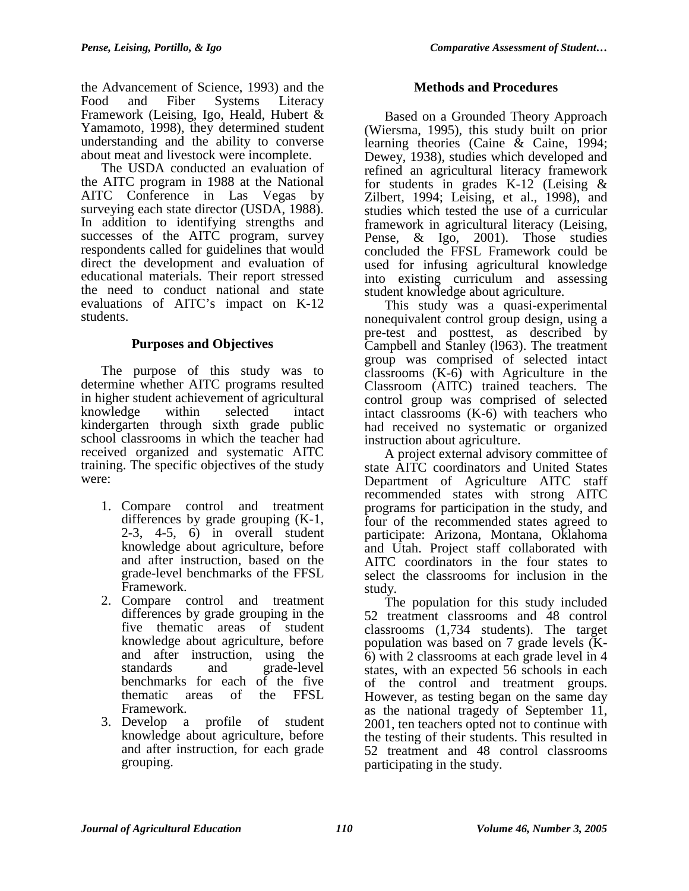the Advancement of Science, 1993) and the Food and Fiber Systems Literacy Framework (Leising, Igo, Heald, Hubert & Yamamoto, 1998), they determined student understanding and the ability to converse about meat and livestock were incomplete.

The USDA conducted an evaluation of the AITC program in 1988 at the National AITC Conference in Las Vegas by surveying each state director (USDA, 1988). In addition to identifying strengths and successes of the AITC program, survey respondents called for guidelines that would direct the development and evaluation of educational materials. Their report stressed the need to conduct national and state evaluations of AITC's impact on K-12 students.

## Purposes and Objectives

The purpose of this study was to determine whether AITC programs resulted in higher student achievement of agricultural knowledge within selected intact kindergarten through sixth grade public school classrooms in which the teacher had received organized and systematic AITC training. The specific objectives of the study were:

1. Compare control and treatment differences by grade grouping (K-1, 2-3, 4-5, 6) in overall student knowledge about agriculture, before and after instruction, based on the grade-level benchmarks of the FFSL Framework.
2. Compare control and treatment differences by grade grouping in the five thematic areas of student knowledge about agriculture, before and after instruction, using the standards and grade-level benchmarks for each of the five thematic areas of the FFSL Framework.
3. Develop a profile of student knowledge about agriculture, before and after instruction, for each grade grouping.

## Methods and Procedures

Based on a Grounded Theory Approach (Wiersma, 1995), this study built on prior learning theories (Caine & Caine, 1994; Dewey, 1938), studies which developed and refined an agricultural literacy framework for students in grades K-12 (Leising & Zilbert, 1994; Leising, et al., 1998), and studies which tested the use of a curricular framework in agricultural literacy (Leising, Pense, & Igo, 2001). Those studies concluded the FFSL Framework could be used for infusing agricultural knowledge into existing curriculum and assessing student knowledge about agriculture.

This study was a quasi-experimental nonequivalent control group design, using a pre-test and posttest, as described by Campbell and Stanley (l963). The treatment group was comprised of selected intact classrooms (K-6) with Agriculture in the Classroom (AITC) trained teachers. The control group was comprised of selected intact classrooms (K-6) with teachers who had received no systematic or organized instruction about agriculture.

A project external advisory committee of state AITC coordinators and United States Department of Agriculture AITC staff recommended states with strong AITC programs for participation in the study, and four of the recommended states agreed to participate: Arizona, Montana, Oklahoma and Utah. Project staff collaborated with AITC coordinators in the four states to select the classrooms for inclusion in the study.

The population for this study included 52 treatment classrooms and 48 control classrooms (1,734 students). The target population was based on 7 grade levels (K-6) with 2 classrooms at each grade level in 4 states, with an expected 56 schools in each of the control and treatment groups. However, as testing began on the same day as the national tragedy of September 11, 2001, ten teachers opted not to continue with the testing of their students. This resulted in 52 treatment and 48 control classrooms participating in the study.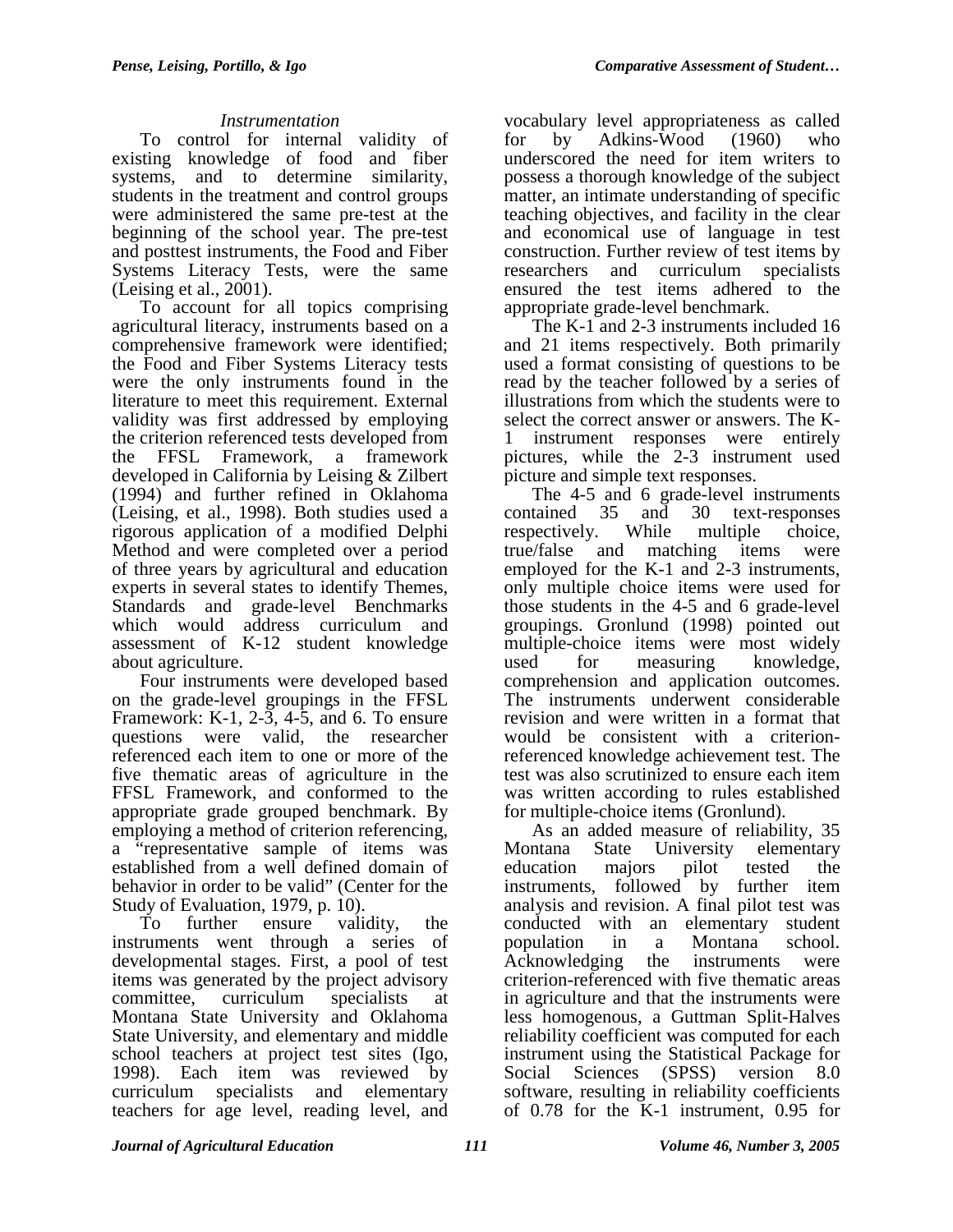### *Instrumentation*

To control for internal validity of existing knowledge of food and fiber systems, and to determine similarity, students in the treatment and control groups were administered the same pre-test at the beginning of the school year. The pre-test and posttest instruments, the Food and Fiber Systems Literacy Tests, were the same (Leising et al., 2001).

To account for all topics comprising agricultural literacy, instruments based on a comprehensive framework were identified; the Food and Fiber Systems Literacy tests were the only instruments found in the literature to meet this requirement. External validity was first addressed by employing the criterion referenced tests developed from the FFSL Framework, a framework developed in California by Leising & Zilbert (1994) and further refined in Oklahoma (Leising, et al., 1998). Both studies used a rigorous application of a modified Delphi Method and were completed over a period of three years by agricultural and education experts in several states to identify Themes, Standards and grade-level Benchmarks which would address curriculum and assessment of K-12 student knowledge about agriculture.

Four instruments were developed based on the grade-level groupings in the FFSL Framework: K-1, 2-3, 4-5, and 6. To ensure questions were valid, the researcher referenced each item to one or more of the five thematic areas of agriculture in the FFSL Framework, and conformed to the appropriate grade grouped benchmark. By employing a method of criterion referencing, a "representative sample of items was established from a well defined domain of behavior in order to be valid" (Center for the Study of Evaluation, 1979, p. 10).

To further ensure validity, the instruments went through a series of developmental stages. First, a pool of test items was generated by the project advisory committee, curriculum specialists at Montana State University and Oklahoma State University, and elementary and middle school teachers at project test sites (Igo, 1998). Each item was reviewed by curriculum specialists and elementary teachers for age level, reading level, and vocabulary level appropriateness as called for by Adkins-Wood (1960) who underscored the need for item writers to possess a thorough knowledge of the subject matter, an intimate understanding of specific teaching objectives, and facility in the clear and economical use of language in test construction. Further review of test items by researchers and curriculum specialists ensured the test items adhered to the appropriate grade-level benchmark.

The K-1 and 2-3 instruments included 16 and 21 items respectively. Both primarily used a format consisting of questions to be read by the teacher followed by a series of illustrations from which the students were to select the correct answer or answers. The K-1 instrument responses were entirely pictures, while the 2-3 instrument used picture and simple text responses.

The 4-5 and 6 grade-level instruments contained 35 and 30 text-responses respectively. While multiple choice, true/false and matching items were employed for the K-1 and 2-3 instruments, only multiple choice items were used for those students in the 4-5 and 6 grade-level groupings. Gronlund (1998) pointed out multiple-choice items were most widely used for measuring knowledge, comprehension and application outcomes. The instruments underwent considerable revision and were written in a format that would be consistent with a criterion-referenced knowledge achievement test. The test was also scrutinized to ensure each item was written according to rules established for multiple-choice items (Gronlund).

As an added measure of reliability, 35 Montana State University elementary education majors pilot tested the instruments, followed by further item analysis and revision. A final pilot test was conducted with an elementary student population in a Montana school. Acknowledging the instruments were criterion-referenced with five thematic areas in agriculture and that the instruments were less homogenous, a Guttman Split-Halves reliability coefficient was computed for each instrument using the Statistical Package for Social Sciences (SPSS) version 8.0 software, resulting in reliability coefficients of 0.78 for the K-1 instrument, 0.95 for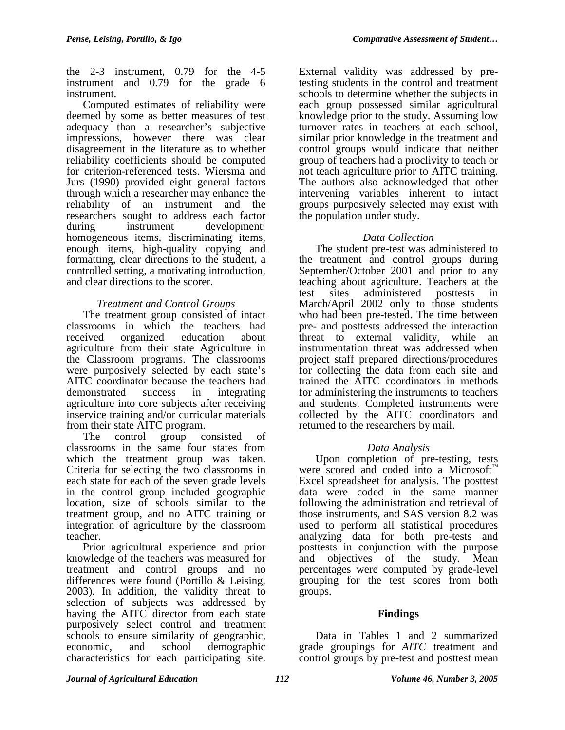the 2-3 instrument, 0.79 for the 4-5 instrument and 0.79 for the grade 6 instrument.

Computed estimates of reliability were deemed by some as better measures of test adequacy than a researcher's subjective impressions, however there was clear disagreement in the literature as to whether reliability coefficients should be computed for criterion-referenced tests. Wiersma and Jurs (1990) provided eight general factors through which a researcher may enhance the reliability of an instrument and the researchers sought to address each factor during instrument development: homogeneous items, discriminating items, enough items, high-quality copying and formatting, clear directions to the student, a controlled setting, a motivating introduction, and clear directions to the scorer.

### *Treatment and Control Groups*

The treatment group consisted of intact classrooms in which the teachers had received organized education about agriculture from their state Agriculture in the Classroom programs. The classrooms were purposively selected by each state's AITC coordinator because the teachers had demonstrated success in integrating agriculture into core subjects after receiving inservice training and/or curricular materials from their state AITC program.

The control group consisted of classrooms in the same four states from which the treatment group was taken. Criteria for selecting the two classrooms in each state for each of the seven grade levels in the control group included geographic location, size of schools similar to the treatment group, and no AITC training or integration of agriculture by the classroom teacher.

Prior agricultural experience and prior knowledge of the teachers was measured for treatment and control groups and no differences were found (Portillo & Leising, 2003). In addition, the validity threat to selection of subjects was addressed by having the AITC director from each state purposively select control and treatment schools to ensure similarity of geographic, economic, and school demographic characteristics for each participating site. External validity was addressed by pre-testing students in the control and treatment schools to determine whether the subjects in each group possessed similar agricultural knowledge prior to the study. Assuming low turnover rates in teachers at each school, similar prior knowledge in the treatment and control groups would indicate that neither group of teachers had a proclivity to teach or not teach agriculture prior to AITC training. The authors also acknowledged that other intervening variables inherent to intact groups purposively selected may exist with the population under study.

### *Data Collection*

The student pre-test was administered to the treatment and control groups during September/October 2001 and prior to any teaching about agriculture. Teachers at the test sites administered posttests in March/April 2002 only to those students who had been pre-tested. The time between pre- and posttests addressed the interaction threat to external validity, while an instrumentation threat was addressed when project staff prepared directions/procedures for collecting the data from each site and trained the AITC coordinators in methods for administering the instruments to teachers and students. Completed instruments were collected by the AITC coordinators and returned to the researchers by mail.

### *Data Analysis*

Upon completion of pre-testing, tests were scored and coded into a Microsoft™ Excel spreadsheet for analysis. The posttest data were coded in the same manner following the administration and retrieval of those instruments, and SAS version 8.2 was used to perform all statistical procedures analyzing data for both pre-tests and posttests in conjunction with the purpose and objectives of the study. Mean percentages were computed by grade-level grouping for the test scores from both groups.

## Findings

Data in Tables 1 and 2 summarized grade groupings for *AITC* treatment and control groups by pre-test and posttest mean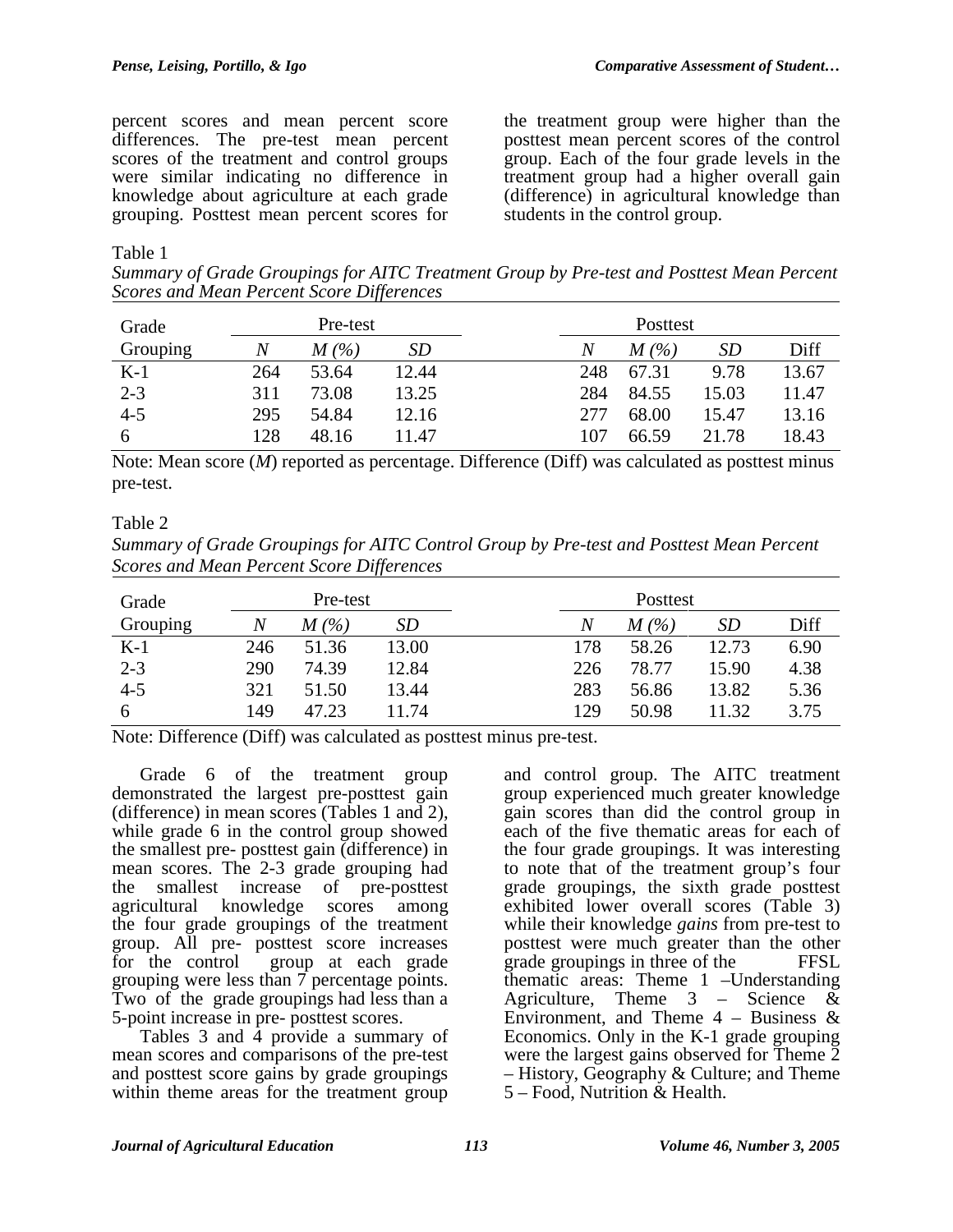percent scores and mean percent score differences. The pre-test mean percent scores of the treatment and control groups were similar indicating no difference in knowledge about agriculture at each grade grouping. Posttest mean percent scores for the treatment group were higher than the posttest mean percent scores of the control group. Each of the four grade levels in the treatment group had a higher overall gain (difference) in agricultural knowledge than students in the control group.

Table 1

*Summary of Grade Groupings for AITC Treatment Group by Pre-test and Posttest Mean Percent Scores and Mean Percent Score Differences*

| Grade | Pre-test | | | Posttest | | | |
|---|---|---|---|---|---|---|---|
| Grouping | *N* | *M (%)* | *SD* | *N* | *M (%)* | *SD* | Diff |
| K-1 | 264 | 53.64 | 12.44 | 248 | 67.31 | 9.78 | 13.67 |
| 2-3 | 311 | 73.08 | 13.25 | 284 | 84.55 | 15.03 | 11.47 |
| 4-5 | 295 | 54.84 | 12.16 | 277 | 68.00 | 15.47 | 13.16 |
| 6 | 128 | 48.16 | 11.47 | 107 | 66.59 | 21.78 | 18.43 |

Note: Mean score (*M*) reported as percentage. Difference (Diff) was calculated as posttest minus pre-test.

Table 2

*Summary of Grade Groupings for AITC Control Group by Pre-test and Posttest Mean Percent Scores and Mean Percent Score Differences*

| Grade | Pre-test | | | Posttest | | | |
|---|---|---|---|---|---|---|---|
| Grouping | *N* | *M (%)* | *SD* | *N* | *M (%)* | *SD* | Diff |
| K-1 | 246 | 51.36 | 13.00 | 178 | 58.26 | 12.73 | 6.90 |
| 2-3 | 290 | 74.39 | 12.84 | 226 | 78.77 | 15.90 | 4.38 |
| 4-5 | 321 | 51.50 | 13.44 | 283 | 56.86 | 13.82 | 5.36 |
| 6 | 149 | 47.23 | 11.74 | 129 | 50.98 | 11.32 | 3.75 |

Note: Difference (Diff) was calculated as posttest minus pre-test.

Grade 6 of the treatment group demonstrated the largest pre-posttest gain (difference) in mean scores (Tables 1 and 2), while grade 6 in the control group showed the smallest pre- posttest gain (difference) in mean scores. The 2-3 grade grouping had the smallest increase of pre-posttest agricultural knowledge scores among the four grade groupings of the treatment group. All pre- posttest score increases for the control group at each grade grouping were less than 7 percentage points. Two of the grade groupings had less than a 5-point increase in pre- posttest scores.

Tables 3 and 4 provide a summary of mean scores and comparisons of the pre-test and posttest score gains by grade groupings within theme areas for the treatment group and control group. The AITC treatment group experienced much greater knowledge gain scores than did the control group in each of the five thematic areas for each of the four grade groupings. It was interesting to note that of the treatment group's four grade groupings, the sixth grade posttest exhibited lower overall scores (Table 3) while their knowledge *gains* from pre-test to posttest were much greater than the other grade groupings in three of the FFSL thematic areas: Theme 1 –Understanding Agriculture, Theme 3 – Science & Environment, and Theme 4 – Business & Economics. Only in the K-1 grade grouping were the largest gains observed for Theme 2 – History, Geography & Culture; and Theme 5 – Food, Nutrition & Health.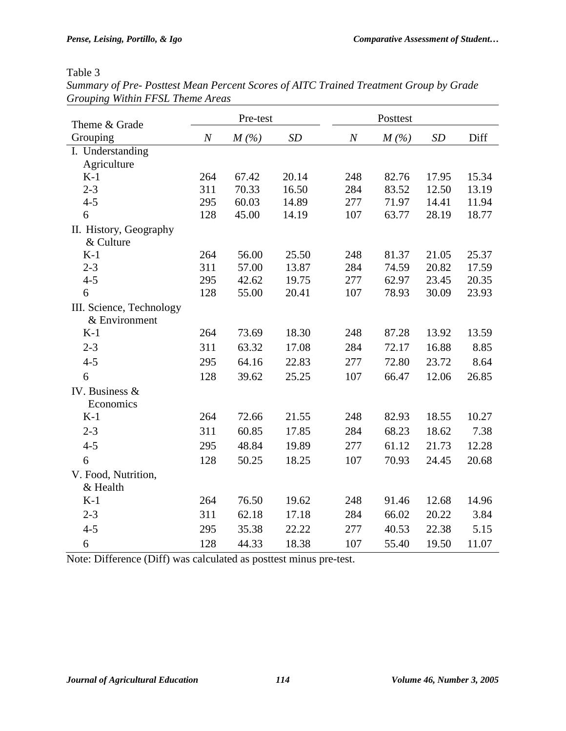Table 3

*Summary of Pre- Posttest Mean Percent Scores of AITC Trained Treatment Group by Grade Grouping Within FFSL Theme Areas*

| Theme & Grade Grouping | Pre-test | | | Posttest | | | |
|---|---|---|---|---|---|---|---|
| | *N* | *M (%)* | *SD* | *N* | *M (%)* | *SD* | Diff |
| I. Understanding Agriculture | | | | | | | |
| K-1 | 264 | 67.42 | 20.14 | 248 | 82.76 | 17.95 | 15.34 |
| 2-3 | 311 | 70.33 | 16.50 | 284 | 83.52 | 12.50 | 13.19 |
| 4-5 | 295 | 60.03 | 14.89 | 277 | 71.97 | 14.41 | 11.94 |
| 6 | 128 | 45.00 | 14.19 | 107 | 63.77 | 28.19 | 18.77 |
| II. History, Geography & Culture | | | | | | | |
| K-1 | 264 | 56.00 | 25.50 | 248 | 81.37 | 21.05 | 25.37 |
| 2-3 | 311 | 57.00 | 13.87 | 284 | 74.59 | 20.82 | 17.59 |
| 4-5 | 295 | 42.62 | 19.75 | 277 | 62.97 | 23.45 | 20.35 |
| 6 | 128 | 55.00 | 20.41 | 107 | 78.93 | 30.09 | 23.93 |
| III. Science, Technology & Environment | | | | | | | |
| K-1 | 264 | 73.69 | 18.30 | 248 | 87.28 | 13.92 | 13.59 |
| 2-3 | 311 | 63.32 | 17.08 | 284 | 72.17 | 16.88 | 8.85 |
| 4-5 | 295 | 64.16 | 22.83 | 277 | 72.80 | 23.72 | 8.64 |
| 6 | 128 | 39.62 | 25.25 | 107 | 66.47 | 12.06 | 26.85 |
| IV. Business & Economics | | | | | | | |
| K-1 | 264 | 72.66 | 21.55 | 248 | 82.93 | 18.55 | 10.27 |
| 2-3 | 311 | 60.85 | 17.85 | 284 | 68.23 | 18.62 | 7.38 |
| 4-5 | 295 | 48.84 | 19.89 | 277 | 61.12 | 21.73 | 12.28 |
| 6 | 128 | 50.25 | 18.25 | 107 | 70.93 | 24.45 | 20.68 |
| V. Food, Nutrition, & Health | | | | | | | |
| K-1 | 264 | 76.50 | 19.62 | 248 | 91.46 | 12.68 | 14.96 |
| 2-3 | 311 | 62.18 | 17.18 | 284 | 66.02 | 20.22 | 3.84 |
| 4-5 | 295 | 35.38 | 22.22 | 277 | 40.53 | 22.38 | 5.15 |
| 6 | 128 | 44.33 | 18.38 | 107 | 55.40 | 19.50 | 11.07 |

Note: Difference (Diff) was calculated as posttest minus pre-test.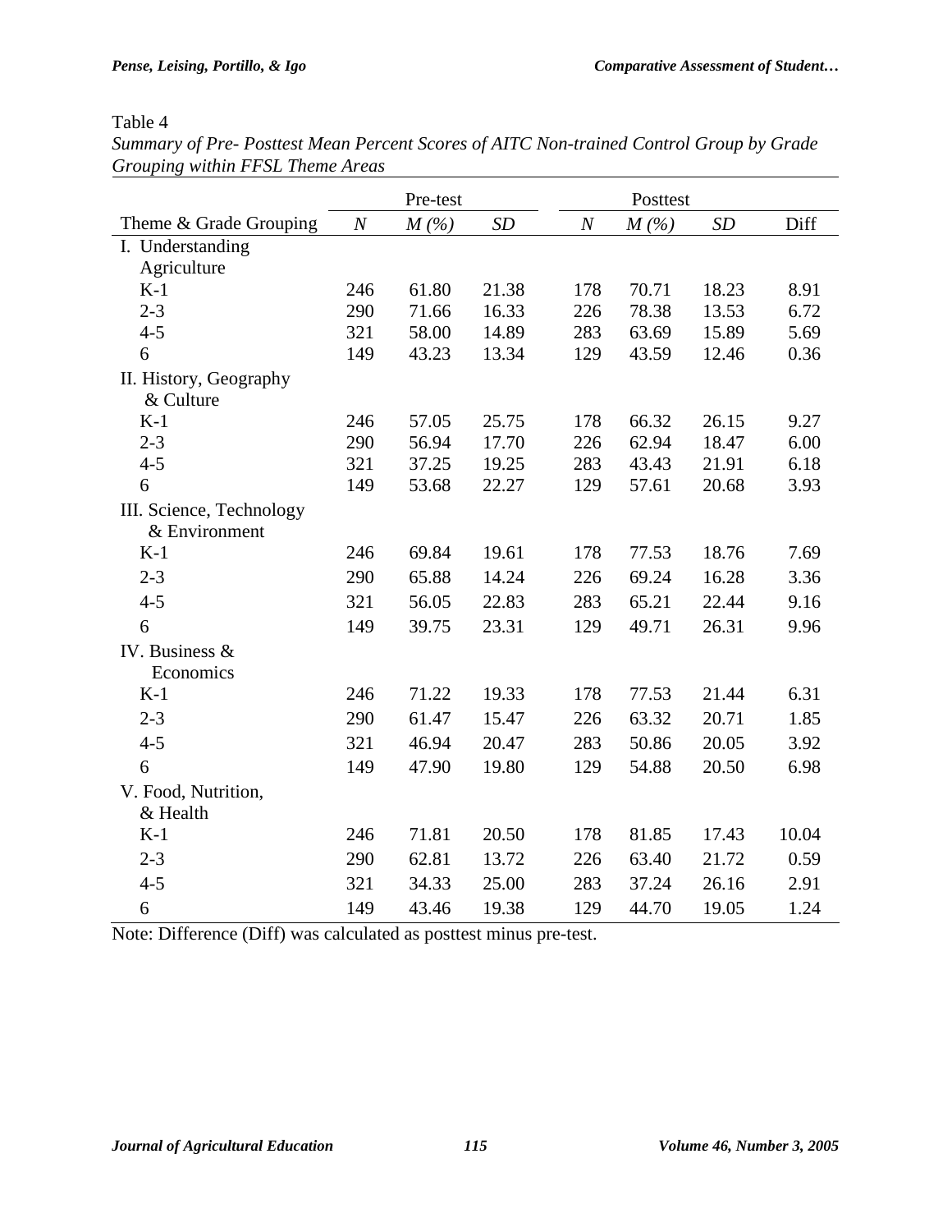Table 4

*Summary of Pre- Posttest Mean Percent Scores of AITC Non-trained Control Group by Grade Grouping within FFSL Theme Areas*

| | Pre-test | | | Posttest | | | |
|---|---|---|---|---|---|---|---|
| Theme & Grade Grouping | *N* | *M (%)* | *SD* | *N* | *M (%)* | *SD* | Diff |
| I. Understanding Agriculture | | | | | | | |
| K-1 | 246 | 61.80 | 21.38 | 178 | 70.71 | 18.23 | 8.91 |
| 2-3 | 290 | 71.66 | 16.33 | 226 | 78.38 | 13.53 | 6.72 |
| 4-5 | 321 | 58.00 | 14.89 | 283 | 63.69 | 15.89 | 5.69 |
| 6 | 149 | 43.23 | 13.34 | 129 | 43.59 | 12.46 | 0.36 |
| II. History, Geography & Culture | | | | | | | |
| K-1 | 246 | 57.05 | 25.75 | 178 | 66.32 | 26.15 | 9.27 |
| 2-3 | 290 | 56.94 | 17.70 | 226 | 62.94 | 18.47 | 6.00 |
| 4-5 | 321 | 37.25 | 19.25 | 283 | 43.43 | 21.91 | 6.18 |
| 6 | 149 | 53.68 | 22.27 | 129 | 57.61 | 20.68 | 3.93 |
| III. Science, Technology & Environment | | | | | | | |
| K-1 | 246 | 69.84 | 19.61 | 178 | 77.53 | 18.76 | 7.69 |
| 2-3 | 290 | 65.88 | 14.24 | 226 | 69.24 | 16.28 | 3.36 |
| 4-5 | 321 | 56.05 | 22.83 | 283 | 65.21 | 22.44 | 9.16 |
| 6 | 149 | 39.75 | 23.31 | 129 | 49.71 | 26.31 | 9.96 |
| IV. Business & Economics | | | | | | | |
| K-1 | 246 | 71.22 | 19.33 | 178 | 77.53 | 21.44 | 6.31 |
| 2-3 | 290 | 61.47 | 15.47 | 226 | 63.32 | 20.71 | 1.85 |
| 4-5 | 321 | 46.94 | 20.47 | 283 | 50.86 | 20.05 | 3.92 |
| 6 | 149 | 47.90 | 19.80 | 129 | 54.88 | 20.50 | 6.98 |
| V. Food, Nutrition, & Health | | | | | | | |
| K-1 | 246 | 71.81 | 20.50 | 178 | 81.85 | 17.43 | 10.04 |
| 2-3 | 290 | 62.81 | 13.72 | 226 | 63.40 | 21.72 | 0.59 |
| 4-5 | 321 | 34.33 | 25.00 | 283 | 37.24 | 26.16 | 2.91 |
| 6 | 149 | 43.46 | 19.38 | 129 | 44.70 | 19.05 | 1.24 |

Note: Difference (Diff) was calculated as posttest minus pre-test.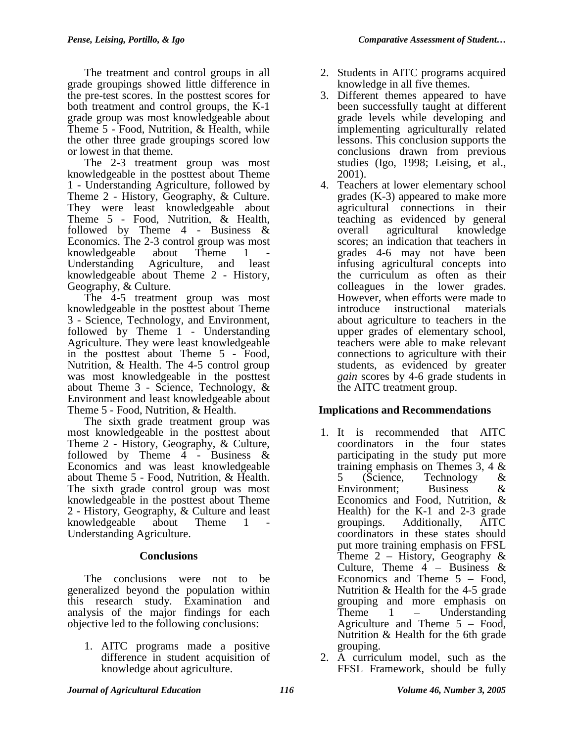The treatment and control groups in all grade groupings showed little difference in the pre-test scores. In the posttest scores for both treatment and control groups, the K-1 grade group was most knowledgeable about Theme 5 - Food, Nutrition, & Health, while the other three grade groupings scored low or lowest in that theme.

The 2-3 treatment group was most knowledgeable in the posttest about Theme 1 - Understanding Agriculture, followed by Theme 2 - History, Geography, & Culture. They were least knowledgeable about Theme 5 - Food, Nutrition, & Health, followed by Theme 4 - Business & Economics. The 2-3 control group was most knowledgeable about Theme 1 - Understanding Agriculture, and least knowledgeable about Theme 2 - History, Geography, & Culture.

The 4-5 treatment group was most knowledgeable in the posttest about Theme 3 - Science, Technology, and Environment, followed by Theme 1 - Understanding Agriculture. They were least knowledgeable in the posttest about Theme 5 - Food, Nutrition, & Health. The 4-5 control group was most knowledgeable in the posttest about Theme 3 - Science, Technology, & Environment and least knowledgeable about Theme 5 - Food, Nutrition, & Health.

The sixth grade treatment group was most knowledgeable in the posttest about Theme 2 - History, Geography, & Culture, followed by Theme 4 - Business & Economics and was least knowledgeable about Theme 5 - Food, Nutrition, & Health. The sixth grade control group was most knowledgeable in the posttest about Theme 2 - History, Geography, & Culture and least knowledgeable about Theme 1 - Understanding Agriculture.

## Conclusions

The conclusions were not to be generalized beyond the population within this research study. Examination and analysis of the major findings for each objective led to the following conclusions:

1. AITC programs made a positive difference in student acquisition of knowledge about agriculture.
2. Students in AITC programs acquired knowledge in all five themes.
3. Different themes appeared to have been successfully taught at different grade levels while developing and implementing agriculturally related lessons. This conclusion supports the conclusions drawn from previous studies (Igo, 1998; Leising, et al., 2001).
4. Teachers at lower elementary school grades (K-3) appeared to make more agricultural connections in their teaching as evidenced by general overall agricultural knowledge scores; an indication that teachers in grades 4-6 may not have been infusing agricultural concepts into the curriculum as often as their colleagues in the lower grades. However, when efforts were made to introduce instructional materials about agriculture to teachers in the upper grades of elementary school, teachers were able to make relevant connections to agriculture with their students, as evidenced by greater *gain* scores by 4-6 grade students in the AITC treatment group.

## Implications and Recommendations

1. It is recommended that AITC coordinators in the four states participating in the study put more training emphasis on Themes 3, 4 & 5 (Science, Technology & Environment; Business & Economics and Food, Nutrition, & Health) for the K-1 and 2-3 grade groupings. Additionally, AITC coordinators in these states should put more training emphasis on FFSL Theme 2 – History, Geography & Culture, Theme 4 – Business & Economics and Theme 5 – Food, Nutrition & Health for the 4-5 grade grouping and more emphasis on Theme 1 – Understanding Agriculture and Theme 5 – Food, Nutrition & Health for the 6th grade grouping.
2. A curriculum model, such as the FFSL Framework, should be fully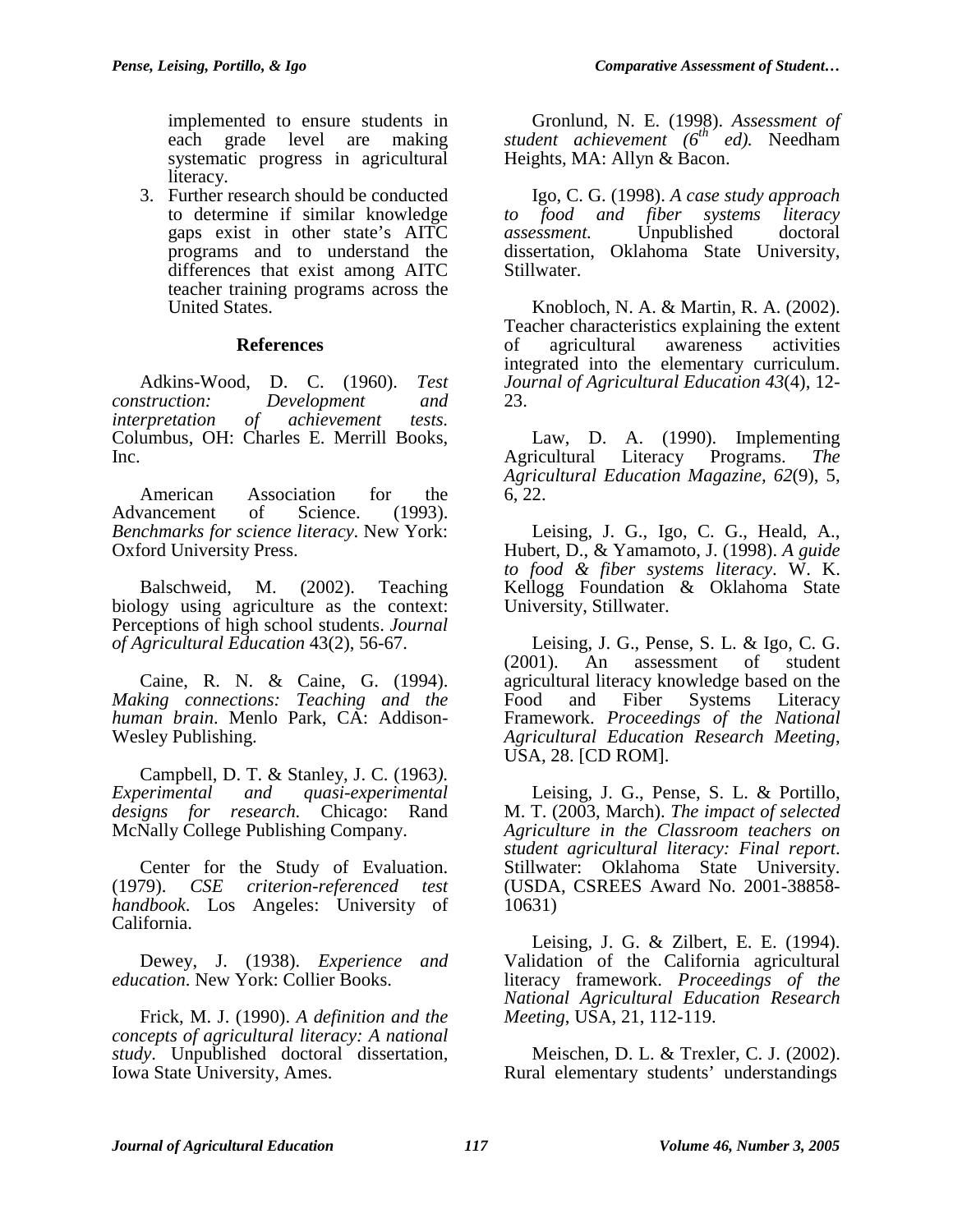implemented to ensure students in each grade level are making systematic progress in agricultural literacy.

3. Further research should be conducted to determine if similar knowledge gaps exist in other state's AITC programs and to understand the differences that exist among AITC teacher training programs across the United States.

## References

Adkins-Wood, D. C. (1960). *Test construction: Development and interpretation of achievement tests*. Columbus, OH: Charles E. Merrill Books, Inc.

American Association for the Advancement of Science. (1993). *Benchmarks for science literacy*. New York: Oxford University Press.

Balschweid, M. (2002). Teaching biology using agriculture as the context: Perceptions of high school students. *Journal of Agricultural Education* 43(2), 56-67.

Caine, R. N. & Caine, G. (1994). *Making connections: Teaching and the human brain*. Menlo Park, CA: Addison-Wesley Publishing.

Campbell, D. T. & Stanley, J. C. (1963). *Experimental and quasi-experimental designs for research*. Chicago: Rand McNally College Publishing Company.

Center for the Study of Evaluation. (1979). *CSE criterion-referenced test handbook*. Los Angeles: University of California.

Dewey, J. (1938). *Experience and education*. New York: Collier Books.

Frick, M. J. (1990). *A definition and the concepts of agricultural literacy: A national study*. Unpublished doctoral dissertation, Iowa State University, Ames.

Gronlund, N. E. (1998). *Assessment of student achievement (6th ed).* Needham Heights, MA: Allyn & Bacon.

Igo, C. G. (1998). *A case study approach to food and fiber systems literacy assessment.* Unpublished doctoral dissertation, Oklahoma State University, Stillwater.

Knobloch, N. A. & Martin, R. A. (2002). Teacher characteristics explaining the extent of agricultural awareness activities integrated into the elementary curriculum. *Journal of Agricultural Education 43*(4), 12-23.

Law, D. A. (1990). Implementing Agricultural Literacy Programs. *The Agricultural Education Magazine, 62*(9), 5, 6, 22.

Leising, J. G., Igo, C. G., Heald, A., Hubert, D., & Yamamoto, J. (1998). *A guide to food & fiber systems literacy*. W. K. Kellogg Foundation & Oklahoma State University, Stillwater.

Leising, J. G., Pense, S. L. & Igo, C. G. (2001). An assessment of student agricultural literacy knowledge based on the Food and Fiber Systems Literacy Framework. *Proceedings of the National Agricultural Education Research Meeting*, USA, 28. [CD ROM].

Leising, J. G., Pense, S. L. & Portillo, M. T. (2003, March). *The impact of selected Agriculture in the Classroom teachers on student agricultural literacy: Final report*. Stillwater: Oklahoma State University. (USDA, CSREES Award No. 2001-38858-10631)

Leising, J. G. & Zilbert, E. E. (1994). Validation of the California agricultural literacy framework. *Proceedings of the National Agricultural Education Research Meeting*, USA, 21, 112-119.

Meischen, D. L. & Trexler, C. J. (2002). Rural elementary students' understandings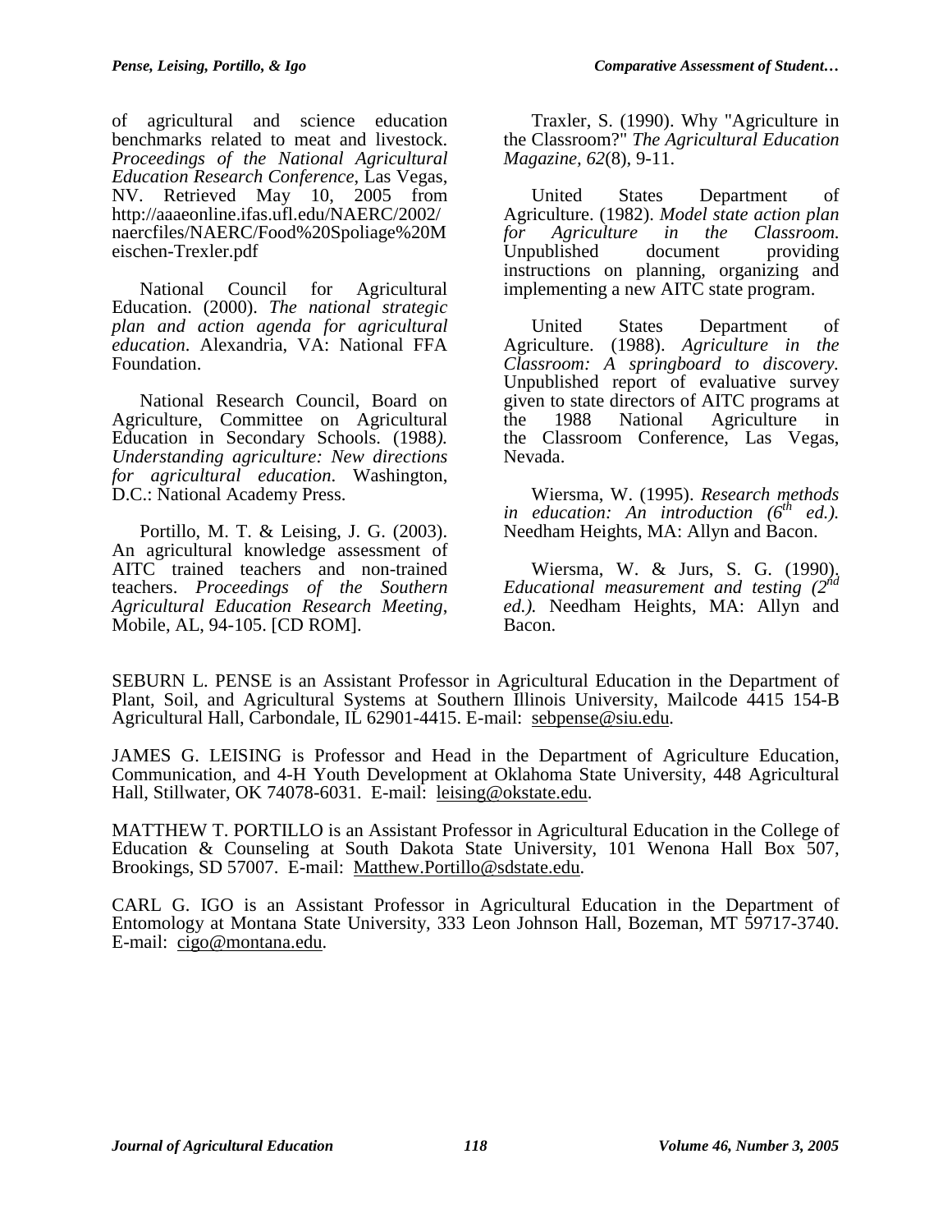of agricultural and science education benchmarks related to meat and livestock. *Proceedings of the National Agricultural Education Research Conference*, Las Vegas, NV. Retrieved May 10, 2005 from http://aaaeonline.ifas.ufl.edu/NAERC/2002/naercfiles/NAERC/Food%20Spoliage%20Meischen-Trexler.pdf

National Council for Agricultural Education. (2000). *The national strategic plan and action agenda for agricultural education*. Alexandria, VA: National FFA Foundation.

National Research Council, Board on Agriculture, Committee on Agricultural Education in Secondary Schools. (1988). *Understanding agriculture: New directions for agricultural education*. Washington, D.C.: National Academy Press.

Portillo, M. T. & Leising, J. G. (2003). An agricultural knowledge assessment of AITC trained teachers and non-trained teachers. *Proceedings of the Southern Agricultural Education Research Meeting*, Mobile, AL, 94-105. [CD ROM].

Traxler, S. (1990). Why "Agriculture in the Classroom?" *The Agricultural Education Magazine, 62*(8), 9-11.

United States Department of Agriculture. (1982). *Model state action plan for Agriculture in the Classroom.* Unpublished document providing instructions on planning, organizing and implementing a new AITC state program.

United States Department of Agriculture. (1988). *Agriculture in the Classroom: A springboard to discovery.* Unpublished report of evaluative survey given to state directors of AITC programs at the 1988 National Agriculture in the Classroom Conference, Las Vegas, Nevada.

Wiersma, W. (1995). *Research methods in education: An introduction (6th ed.).* Needham Heights, MA: Allyn and Bacon.

Wiersma, W. & Jurs, S. G. (1990). *Educational measurement and testing (2nd ed.).* Needham Heights, MA: Allyn and Bacon.

SEBURN L. PENSE is an Assistant Professor in Agricultural Education in the Department of Plant, Soil, and Agricultural Systems at Southern Illinois University, Mailcode 4415 154-B Agricultural Hall, Carbondale, IL 62901-4415. E-mail: sebpense@siu.edu.

JAMES G. LEISING is Professor and Head in the Department of Agriculture Education, Communication, and 4-H Youth Development at Oklahoma State University, 448 Agricultural Hall, Stillwater, OK 74078-6031. E-mail: leising@okstate.edu.

MATTHEW T. PORTILLO is an Assistant Professor in Agricultural Education in the College of Education & Counseling at South Dakota State University, 101 Wenona Hall Box 507, Brookings, SD 57007. E-mail: Matthew.Portillo@sdstate.edu.

CARL G. IGO is an Assistant Professor in Agricultural Education in the Department of Entomology at Montana State University, 333 Leon Johnson Hall, Bozeman, MT 59717-3740. E-mail: cigo@montana.edu.